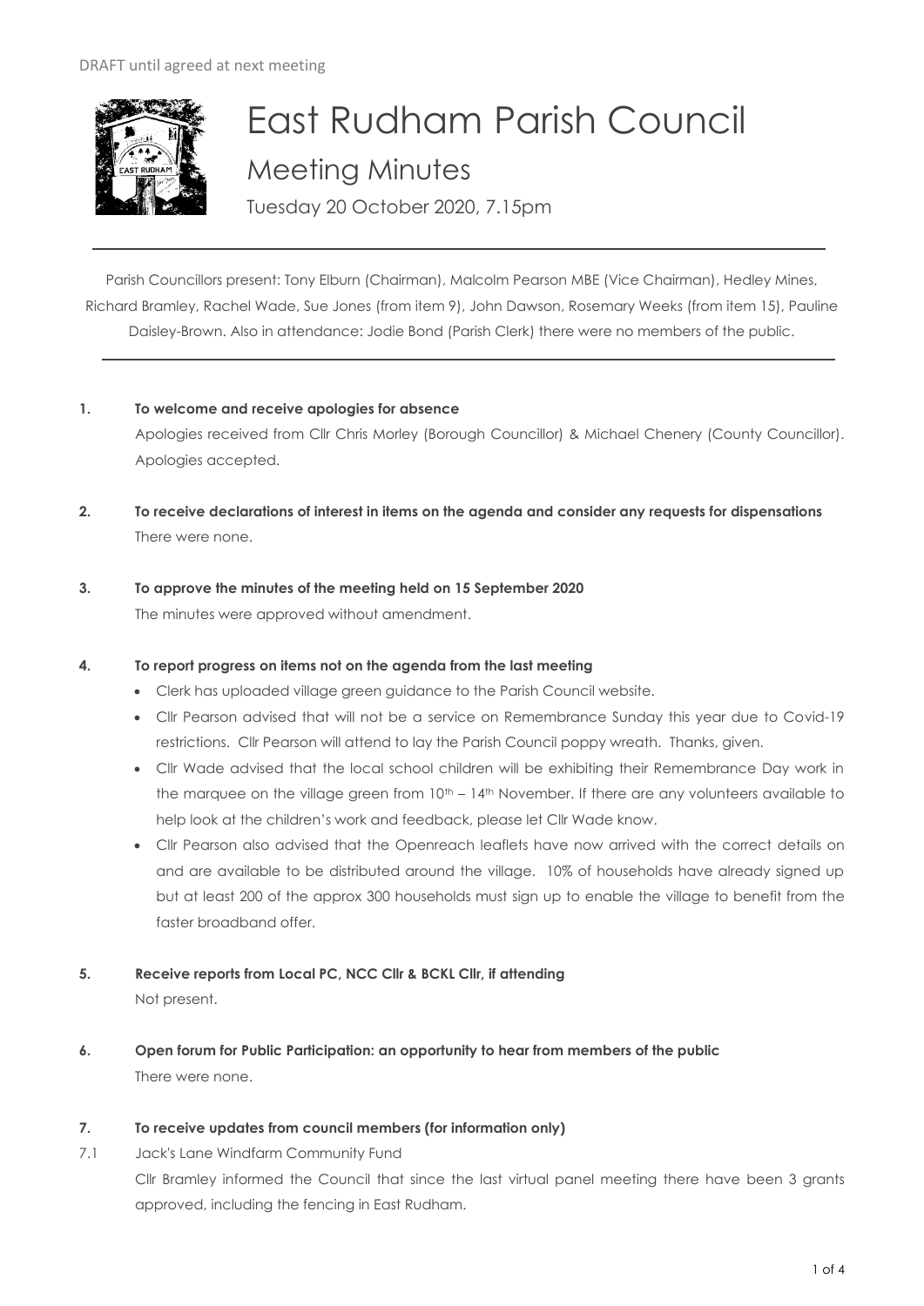DRAFT until agreed at next meeting

# East Rudham Parish Council

## Meeting Minutes

Tuesday 20 October 2020, 7.15pm

---

Parish Councillors present: Tony Elburn (Chairman), Malcolm Pearson MBE (Vice Chairman), Hedley Mines, Richard Bramley, Rachel Wade, Sue Jones (from item 9), John Dawson, Rosemary Weeks (from item 15), Pauline Daisley-Brown. Also in attendance: Jodie Bond (Parish Clerk) there were no members of the public.

---

**1. To welcome and receive apologies for absence**

Apologies received from Cllr Chris Morley (Borough Councillor) & Michael Chenery (County Councillor). Apologies accepted.

**2. To receive declarations of interest in items on the agenda and consider any requests for dispensations**

There were none.

**3. To approve the minutes of the meeting held on 15 September 2020**

The minutes were approved without amendment.

**4. To report progress on items not on the agenda from the last meeting**

- Clerk has uploaded village green guidance to the Parish Council website.
- Cllr Pearson advised that will not be a service on Remembrance Sunday this year due to Covid-19 restrictions. Cllr Pearson will attend to lay the Parish Council poppy wreath. Thanks, given.
- Cllr Wade advised that the local school children will be exhibiting their Remembrance Day work in the marquee on the village green from 10th – 14th November. If there are any volunteers available to help look at the children's work and feedback, please let Cllr Wade know.
- Cllr Pearson also advised that the Openreach leaflets have now arrived with the correct details on and are available to be distributed around the village. 10% of households have already signed up but at least 200 of the approx 300 households must sign up to enable the village to benefit from the faster broadband offer.

**5. Receive reports from Local PC, NCC Cllr & BCKL Cllr, if attending**

Not present.

**6. Open forum for Public Participation: an opportunity to hear from members of the public**

There were none.

**7. To receive updates from council members (for information only)**

7.1 Jack's Lane Windfarm Community Fund

Cllr Bramley informed the Council that since the last virtual panel meeting there have been 3 grants approved, including the fencing in East Rudham.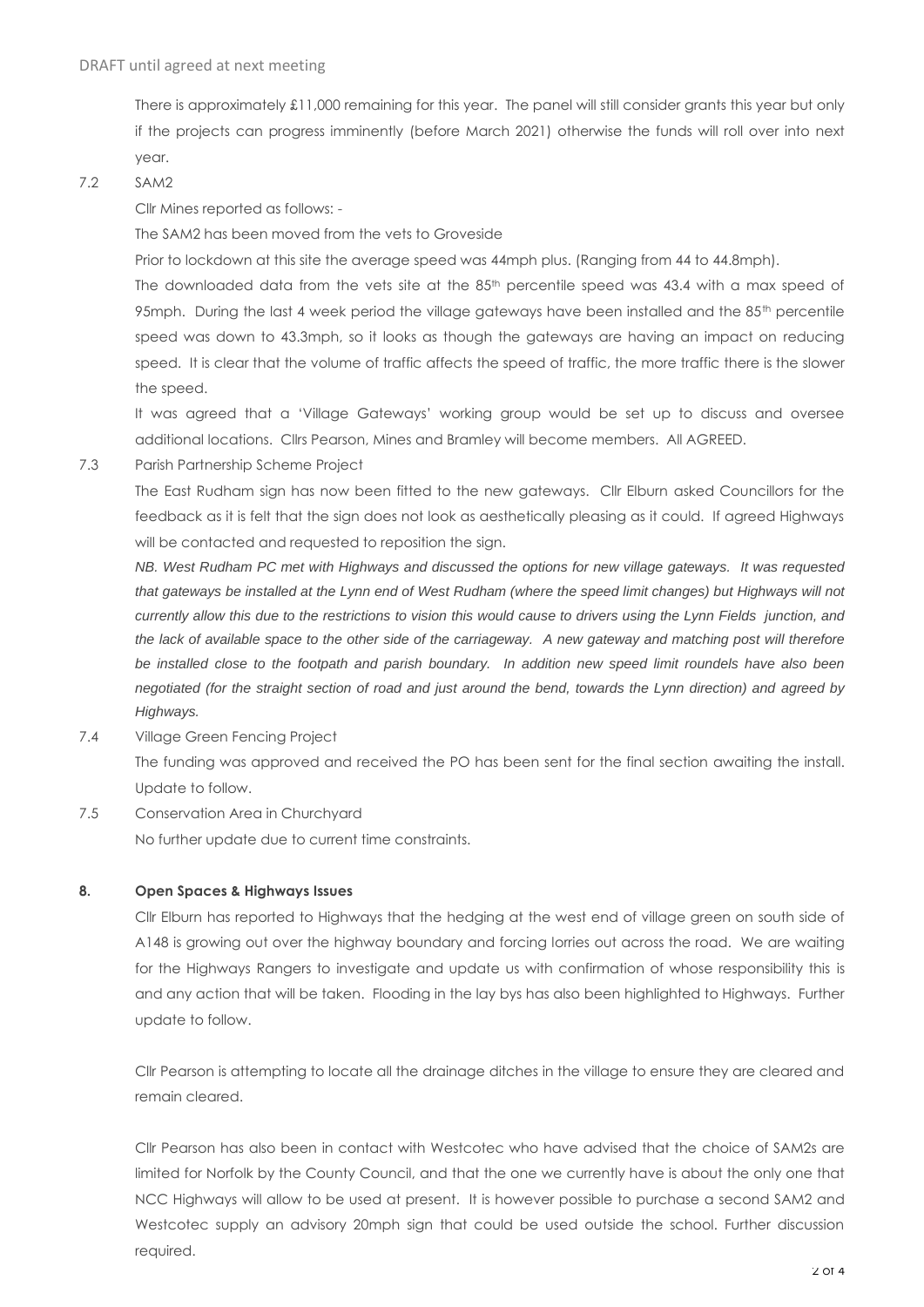DRAFT until agreed at next meeting

There is approximately £11,000 remaining for this year. The panel will still consider grants this year but only if the projects can progress imminently (before March 2021) otherwise the funds will roll over into next year.

7.2 SAM2

Cllr Mines reported as follows: -

The SAM2 has been moved from the vets to Groveside

Prior to lockdown at this site the average speed was 44mph plus. (Ranging from 44 to 44.8mph).

The downloaded data from the vets site at the 85th percentile speed was 43.4 with a max speed of 95mph. During the last 4 week period the village gateways have been installed and the 85th percentile speed was down to 43.3mph, so it looks as though the gateways are having an impact on reducing speed. It is clear that the volume of traffic affects the speed of traffic, the more traffic there is the slower the speed.

It was agreed that a 'Village Gateways' working group would be set up to discuss and oversee additional locations. Cllrs Pearson, Mines and Bramley will become members. All AGREED.

7.3 Parish Partnership Scheme Project

The East Rudham sign has now been fitted to the new gateways. Cllr Elburn asked Councillors for the feedback as it is felt that the sign does not look as aesthetically pleasing as it could. If agreed Highways will be contacted and requested to reposition the sign.

*NB. West Rudham PC met with Highways and discussed the options for new village gateways. It was requested that gateways be installed at the Lynn end of West Rudham (where the speed limit changes) but Highways will not currently allow this due to the restrictions to vision this would cause to drivers using the Lynn Fields junction, and the lack of available space to the other side of the carriageway. A new gateway and matching post will therefore be installed close to the footpath and parish boundary. In addition new speed limit roundels have also been negotiated (for the straight section of road and just around the bend, towards the Lynn direction) and agreed by Highways.*

7.4 Village Green Fencing Project

The funding was approved and received the PO has been sent for the final section awaiting the install. Update to follow.

7.5 Conservation Area in Churchyard

No further update due to current time constraints.

**8. Open Spaces & Highways Issues**

Cllr Elburn has reported to Highways that the hedging at the west end of village green on south side of A148 is growing out over the highway boundary and forcing lorries out across the road. We are waiting for the Highways Rangers to investigate and update us with confirmation of whose responsibility this is and any action that will be taken. Flooding in the lay bys has also been highlighted to Highways. Further update to follow.

Cllr Pearson is attempting to locate all the drainage ditches in the village to ensure they are cleared and remain cleared.

Cllr Pearson has also been in contact with Westcotec who have advised that the choice of SAM2s are limited for Norfolk by the County Council, and that the one we currently have is about the only one that NCC Highways will allow to be used at present. It is however possible to purchase a second SAM2 and Westcotec supply an advisory 20mph sign that could be used outside the school. Further discussion required.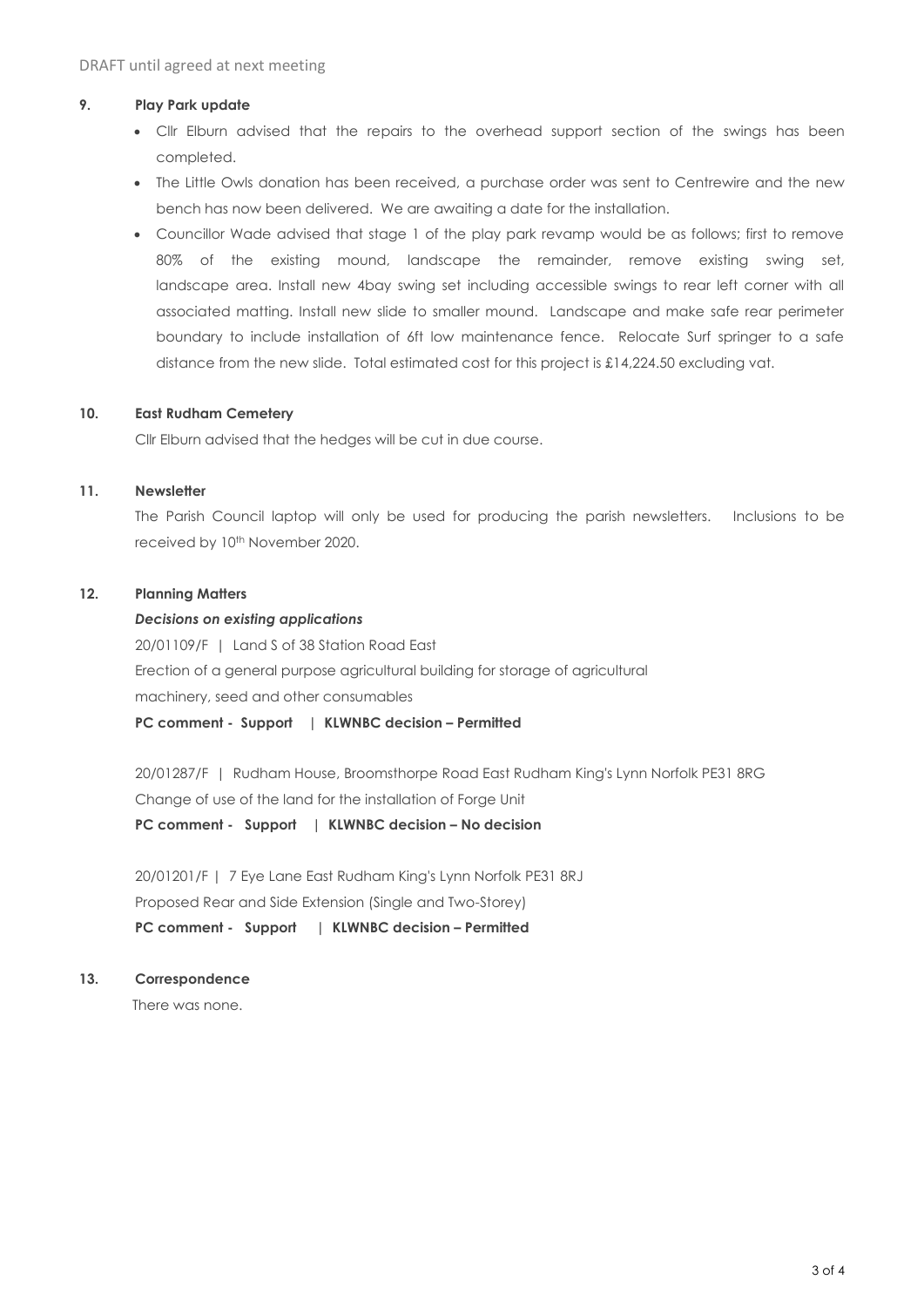### 9. Play Park update

- Cllr Elburn advised that the repairs to the overhead support section of the swings has been completed.
- The Little Owls donation has been received, a purchase order was sent to Centrewire and the new bench has now been delivered. We are awaiting a date for the installation.
- Councillor Wade advised that stage 1 of the play park revamp would be as follows; first to remove 80% of the existing mound, landscape the remainder, remove existing swing set, landscape area. Install new 4bay swing set including accessible swings to rear left corner with all associated matting. Install new slide to smaller mound. Landscape and make safe rear perimeter boundary to include installation of 6ft low maintenance fence. Relocate Surf springer to a safe distance from the new slide. Total estimated cost for this project is £14,224.50 excluding vat.

### 10. East Rudham Cemetery

Cllr Elburn advised that the hedges will be cut in due course.

### 11. Newsletter

The Parish Council laptop will only be used for producing the parish newsletters. Inclusions to be received by 10th November 2020.

### 12. Planning Matters

***Decisions on existing applications***

20/01109/F | Land S of 38 Station Road East
Erection of a general purpose agricultural building for storage of agricultural machinery, seed and other consumables
**PC comment - Support | KLWNBC decision – Permitted**

20/01287/F | Rudham House, Broomsthorpe Road East Rudham King's Lynn Norfolk PE31 8RG
Change of use of the land for the installation of Forge Unit
**PC comment - Support | KLWNBC decision – No decision**

20/01201/F | 7 Eye Lane East Rudham King's Lynn Norfolk PE31 8RJ
Proposed Rear and Side Extension (Single and Two-Storey)
**PC comment - Support | KLWNBC decision – Permitted**

### 13. Correspondence

There was none.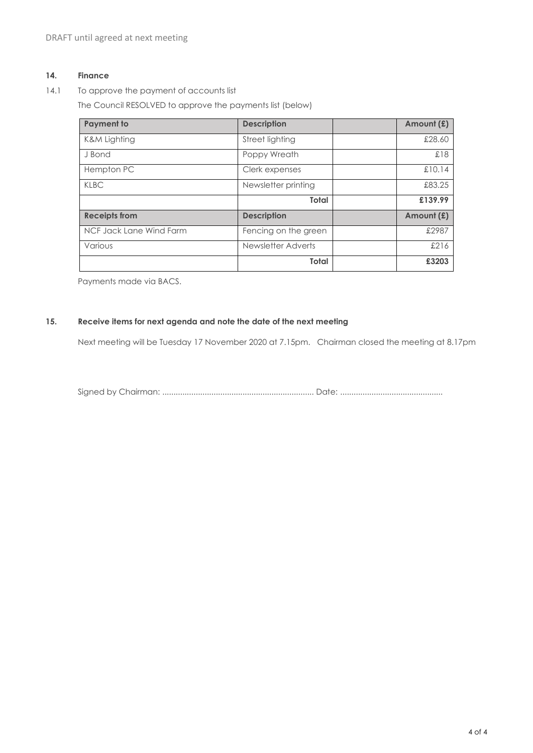DRAFT until agreed at next meeting

### 14. Finance

14.1 To approve the payment of accounts list

The Council RESOLVED to approve the payments list (below)

| Payment to | Description | | Amount (£) |
|---|---|---|---|
| K&M Lighting | Street lighting | | £28.60 |
| J Bond | Poppy Wreath | | £18 |
| Hempton PC | Clerk expenses | | £10.14 |
| KLBC | Newsletter printing | | £83.25 |
| | **Total** | | **£139.99** |
| **Receipts from** | **Description** | | **Amount (£)** |
| NCF Jack Lane Wind Farm | Fencing on the green | | £2987 |
| Various | Newsletter Adverts | | £216 |
| | **Total** | | **£3203** |

Payments made via BACS.

### 15. Receive items for next agenda and note the date of the next meeting

Next meeting will be Tuesday 17 November 2020 at 7.15pm. Chairman closed the meeting at 8.17pm

Signed by Chairman: .................................................................... Date: .............................................